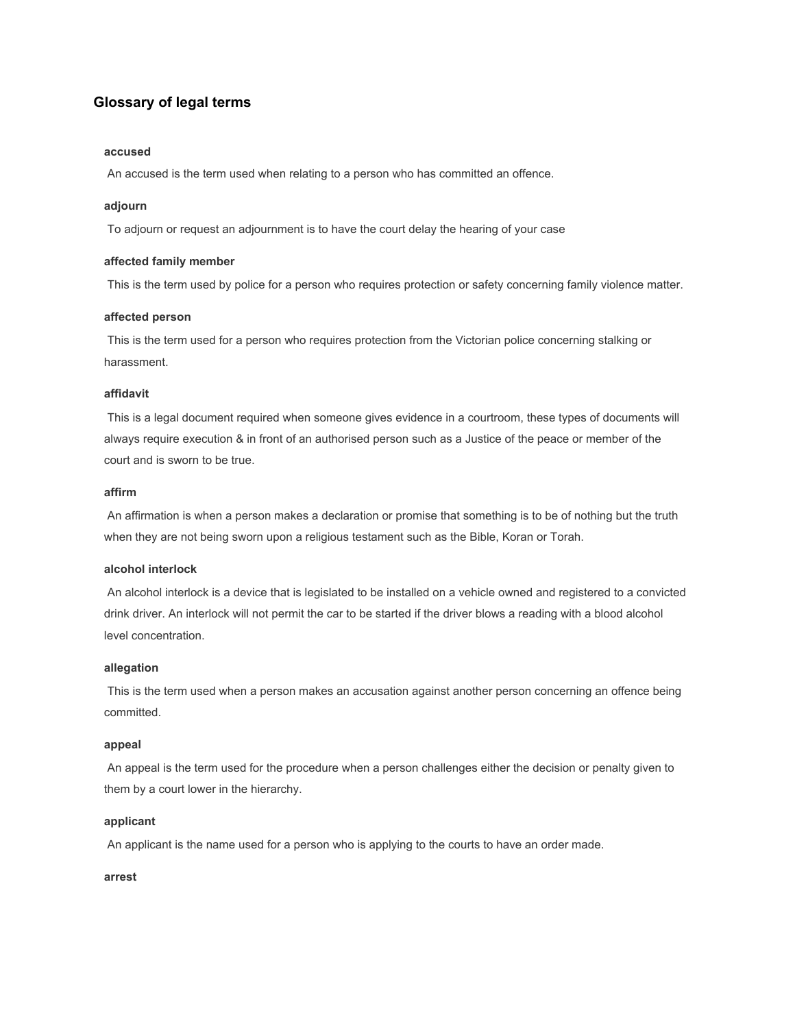## Glossary of legal terms

**accused**

An accused is the term used when relating to a person who has committed an offence.

**adjourn**

To adjourn or request an adjournment is to have the court delay the hearing of your case

**affected family member**

This is the term used by police for a person who requires protection or safety concerning family violence matter.

**affected person**

This is the term used for a person who requires protection from the Victorian police concerning stalking or harassment.

**affidavit**

This is a legal document required when someone gives evidence in a courtroom, these types of documents will always require execution & in front of an authorised person such as a Justice of the peace or member of the court and is sworn to be true.

**affirm**

An affirmation is when a person makes a declaration or promise that something is to be of nothing but the truth when they are not being sworn upon a religious testament such as the Bible, Koran or Torah.

**alcohol interlock**

An alcohol interlock is a device that is legislated to be installed on a vehicle owned and registered to a convicted drink driver. An interlock will not permit the car to be started if the driver blows a reading with a blood alcohol level concentration.

**allegation**

This is the term used when a person makes an accusation against another person concerning an offence being committed.

**appeal**

An appeal is the term used for the procedure when a person challenges either the decision or penalty given to them by a court lower in the hierarchy.

**applicant**

An applicant is the name used for a person who is applying to the courts to have an order made.

**arrest**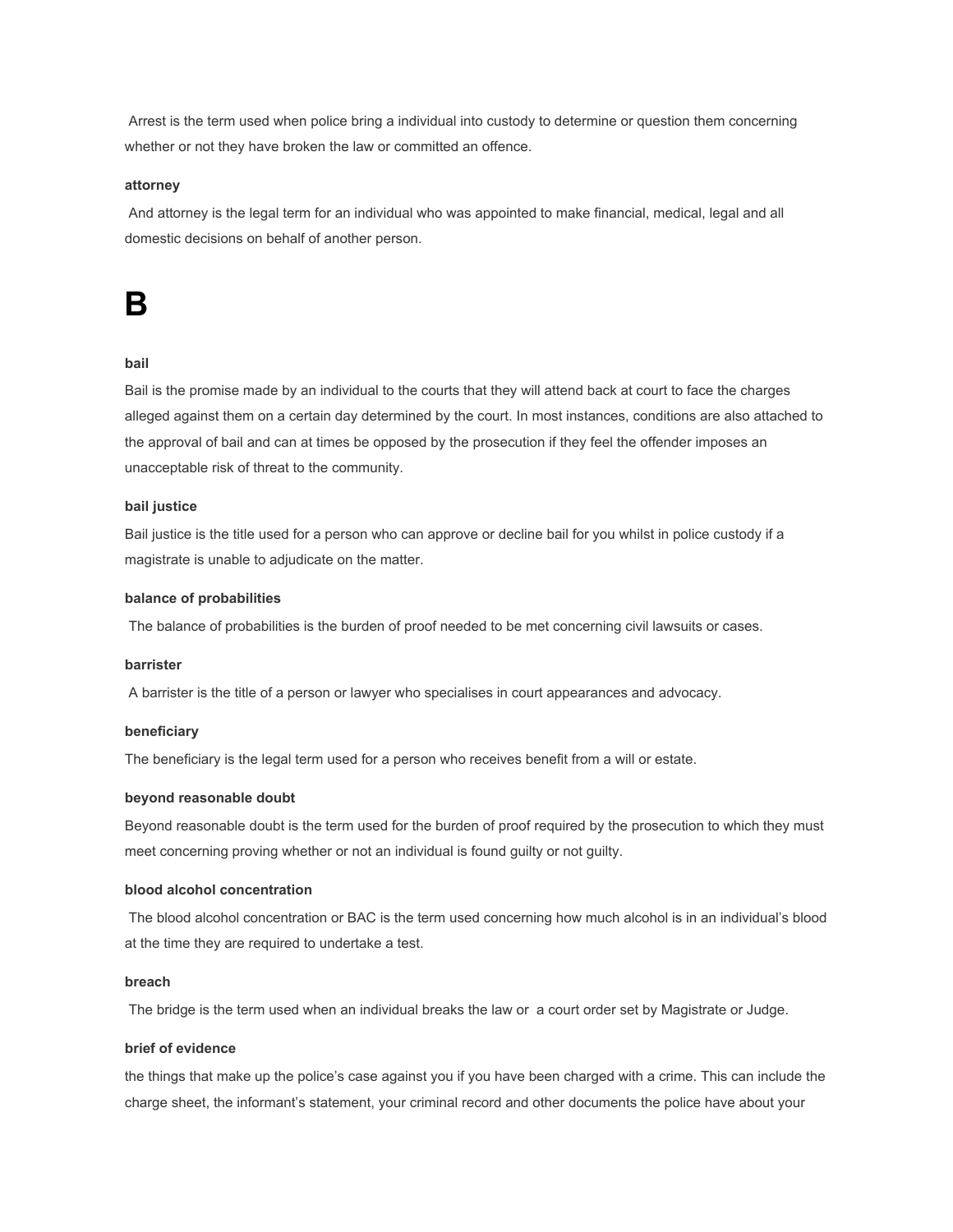Arrest is the term used when police bring a individual into custody to determine or question them concerning whether or not they have broken the law or committed an offence.

**attorney**

And attorney is the legal term for an individual who was appointed to make financial, medical, legal and all domestic decisions on behalf of another person.

# B

**bail**

Bail is the promise made by an individual to the courts that they will attend back at court to face the charges alleged against them on a certain day determined by the court. In most instances, conditions are also attached to the approval of bail and can at times be opposed by the prosecution if they feel the offender imposes an unacceptable risk of threat to the community.

**bail justice**

Bail justice is the title used for a person who can approve or decline bail for you whilst in police custody if a magistrate is unable to adjudicate on the matter.

**balance of probabilities**

The balance of probabilities is the burden of proof needed to be met concerning civil lawsuits or cases.

**barrister**

A barrister is the title of a person or lawyer who specialises in court appearances and advocacy.

**beneficiary**

The beneficiary is the legal term used for a person who receives benefit from a will or estate.

**beyond reasonable doubt**

Beyond reasonable doubt is the term used for the burden of proof required by the prosecution to which they must meet concerning proving whether or not an individual is found guilty or not guilty.

**blood alcohol concentration**

The blood alcohol concentration or BAC is the term used concerning how much alcohol is in an individual's blood at the time they are required to undertake a test.

**breach**

The bridge is the term used when an individual breaks the law or a court order set by Magistrate or Judge.

**brief of evidence**

the things that make up the police's case against you if you have been charged with a crime. This can include the charge sheet, the informant's statement, your criminal record and other documents the police have about your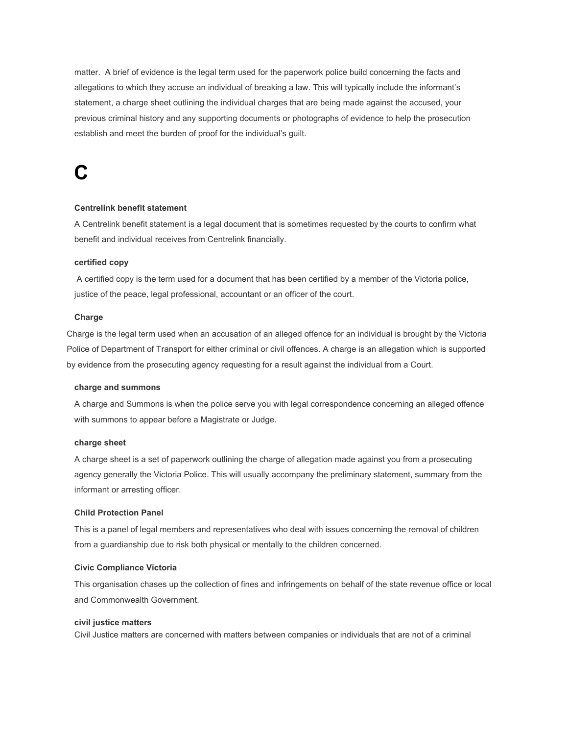matter. A brief of evidence is the legal term used for the paperwork police build concerning the facts and allegations to which they accuse an individual of breaking a law. This will typically include the informant's statement, a charge sheet outlining the individual charges that are being made against the accused, your previous criminal history and any supporting documents or photographs of evidence to help the prosecution establish and meet the burden of proof for the individual's guilt.

# C

**Centrelink benefit statement**

A Centrelink benefit statement is a legal document that is sometimes requested by the courts to confirm what benefit and individual receives from Centrelink financially.

**certified copy**

A certified copy is the term used for a document that has been certified by a member of the Victoria police, justice of the peace, legal professional, accountant or an officer of the court.

**Charge**

Charge is the legal term used when an accusation of an alleged offence for an individual is brought by the Victoria Police of Department of Transport for either criminal or civil offences. A charge is an allegation which is supported by evidence from the prosecuting agency requesting for a result against the individual from a Court.

**charge and summons**

A charge and Summons is when the police serve you with legal correspondence concerning an alleged offence with summons to appear before a Magistrate or Judge.

**charge sheet**

A charge sheet is a set of paperwork outlining the charge of allegation made against you from a prosecuting agency generally the Victoria Police. This will usually accompany the preliminary statement, summary from the informant or arresting officer.

**Child Protection Panel**

This is a panel of legal members and representatives who deal with issues concerning the removal of children from a guardianship due to risk both physical or mentally to the children concerned.

**Civic Compliance Victoria**

This organisation chases up the collection of fines and infringements on behalf of the state revenue office or local and Commonwealth Government.

**civil justice matters**

Civil Justice matters are concerned with matters between companies or individuals that are not of a criminal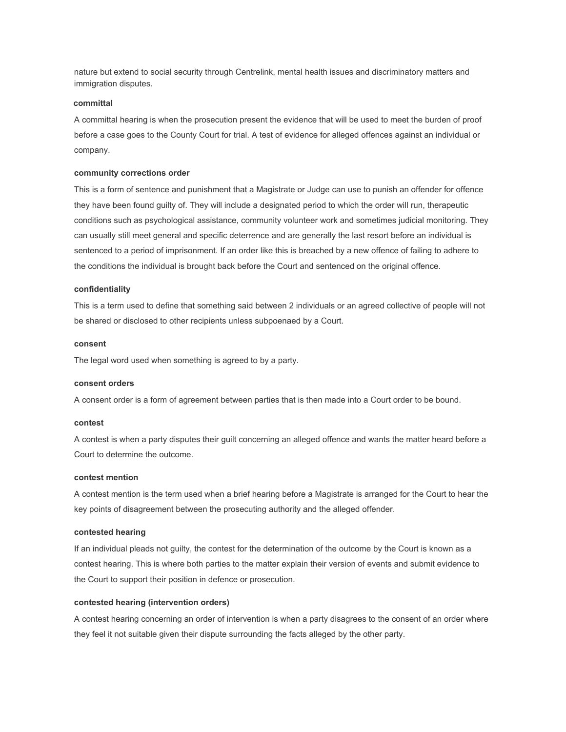nature but extend to social security through Centrelink, mental health issues and discriminatory matters and immigration disputes.

**committal**

A committal hearing is when the prosecution present the evidence that will be used to meet the burden of proof before a case goes to the County Court for trial. A test of evidence for alleged offences against an individual or company.

**community corrections order**

This is a form of sentence and punishment that a Magistrate or Judge can use to punish an offender for offence they have been found guilty of. They will include a designated period to which the order will run, therapeutic conditions such as psychological assistance, community volunteer work and sometimes judicial monitoring. They can usually still meet general and specific deterrence and are generally the last resort before an individual is sentenced to a period of imprisonment. If an order like this is breached by a new offence of failing to adhere to the conditions the individual is brought back before the Court and sentenced on the original offence.

**confidentiality**

This is a term used to define that something said between 2 individuals or an agreed collective of people will not be shared or disclosed to other recipients unless subpoenaed by a Court.

**consent**

The legal word used when something is agreed to by a party.

**consent orders**

A consent order is a form of agreement between parties that is then made into a Court order to be bound.

**contest**

A contest is when a party disputes their guilt concerning an alleged offence and wants the matter heard before a Court to determine the outcome.

**contest mention**

A contest mention is the term used when a brief hearing before a Magistrate is arranged for the Court to hear the key points of disagreement between the prosecuting authority and the alleged offender.

**contested hearing**

If an individual pleads not guilty, the contest for the determination of the outcome by the Court is known as a contest hearing. This is where both parties to the matter explain their version of events and submit evidence to the Court to support their position in defence or prosecution.

**contested hearing (intervention orders)**

A contest hearing concerning an order of intervention is when a party disagrees to the consent of an order where they feel it not suitable given their dispute surrounding the facts alleged by the other party.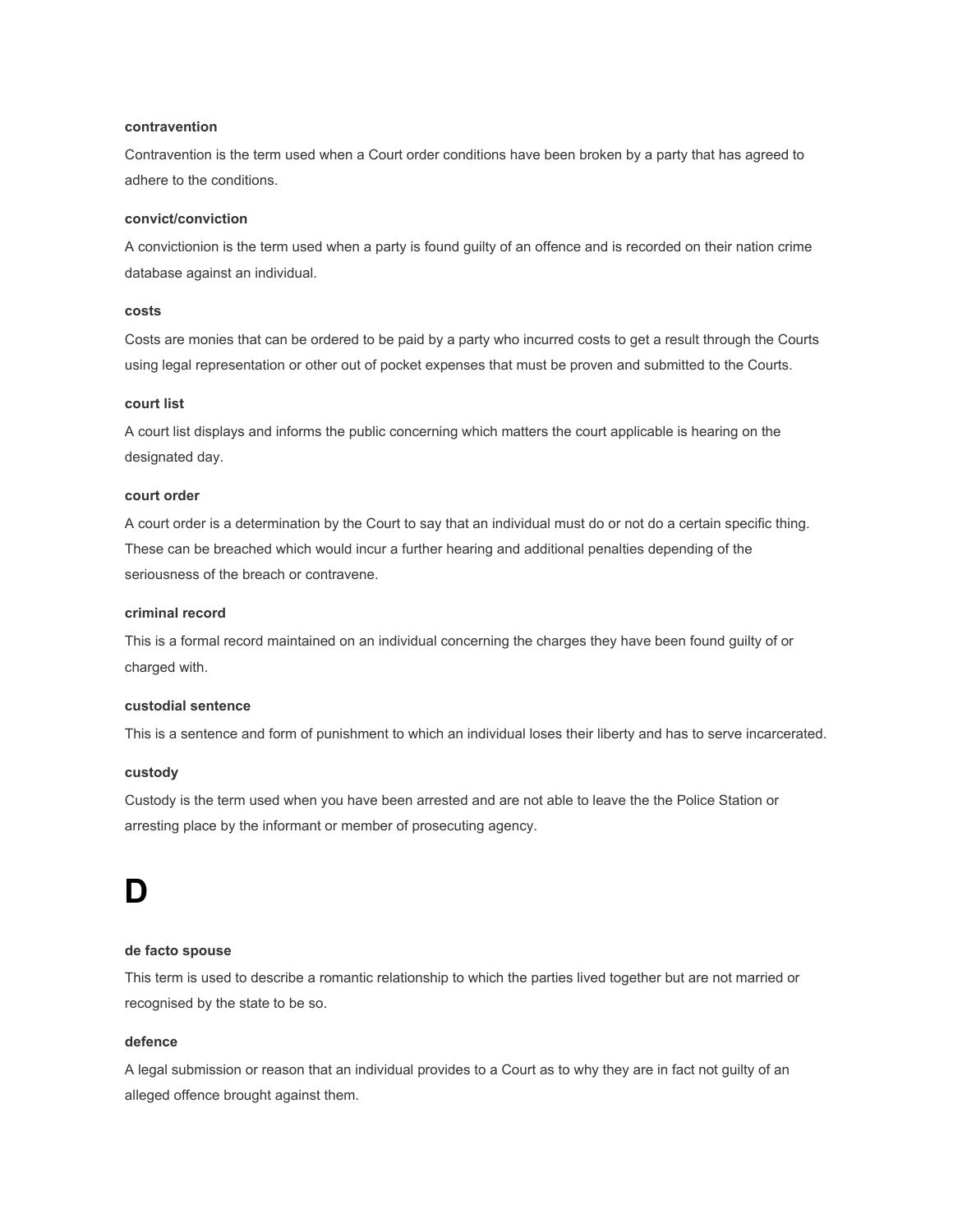#### contravention

Contravention is the term used when a Court order conditions have been broken by a party that has agreed to adhere to the conditions.

#### convict/conviction

A convictionion is the term used when a party is found guilty of an offence and is recorded on their nation crime database against an individual.

#### costs

Costs are monies that can be ordered to be paid by a party who incurred costs to get a result through the Courts using legal representation or other out of pocket expenses that must be proven and submitted to the Courts.

#### court list

A court list displays and informs the public concerning which matters the court applicable is hearing on the designated day.

#### court order

A court order is a determination by the Court to say that an individual must do or not do a certain specific thing. These can be breached which would incur a further hearing and additional penalties depending of the seriousness of the breach or contravene.

#### criminal record

This is a formal record maintained on an individual concerning the charges they have been found guilty of or charged with.

#### custodial sentence

This is a sentence and form of punishment to which an individual loses their liberty and has to serve incarcerated.

#### custody

Custody is the term used when you have been arrested and are not able to leave the the Police Station or arresting place by the informant or member of prosecuting agency.

# D

#### de facto spouse

This term is used to describe a romantic relationship to which the parties lived together but are not married or recognised by the state to be so.

#### defence

A legal submission or reason that an individual provides to a Court as to why they are in fact not guilty of an alleged offence brought against them.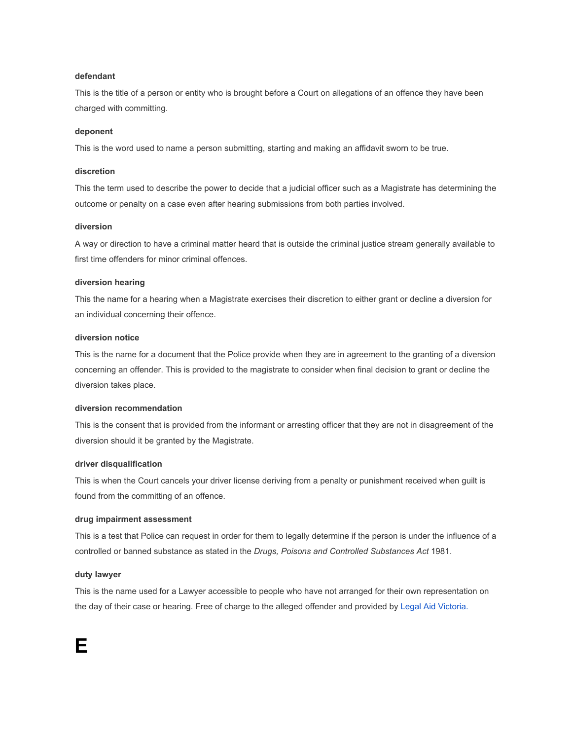**defendant**

This is the title of a person or entity who is brought before a Court on allegations of an offence they have been charged with committing.

**deponent**

This is the word used to name a person submitting, starting and making an affidavit sworn to be true.

**discretion**

This the term used to describe the power to decide that a judicial officer such as a Magistrate has determining the outcome or penalty on a case even after hearing submissions from both parties involved.

**diversion**

A way or direction to have a criminal matter heard that is outside the criminal justice stream generally available to first time offenders for minor criminal offences.

**diversion hearing**

This the name for a hearing when a Magistrate exercises their discretion to either grant or decline a diversion for an individual concerning their offence.

**diversion notice**

This is the name for a document that the Police provide when they are in agreement to the granting of a diversion concerning an offender. This is provided to the magistrate to consider when final decision to grant or decline the diversion takes place.

**diversion recommendation**

This is the consent that is provided from the informant or arresting officer that they are not in disagreement of the diversion should it be granted by the Magistrate.

**driver disqualification**

This is when the Court cancels your driver license deriving from a penalty or punishment received when guilt is found from the committing of an offence.

**drug impairment assessment**

This is a test that Police can request in order for them to legally determine if the person is under the influence of a controlled or banned substance as stated in the *Drugs, Poisons and Controlled Substances Act* 1981.

**duty lawyer**

This is the name used for a Lawyer accessible to people who have not arranged for their own representation on the day of their case or hearing. Free of charge to the alleged offender and provided by [Legal Aid Victoria.]()

# E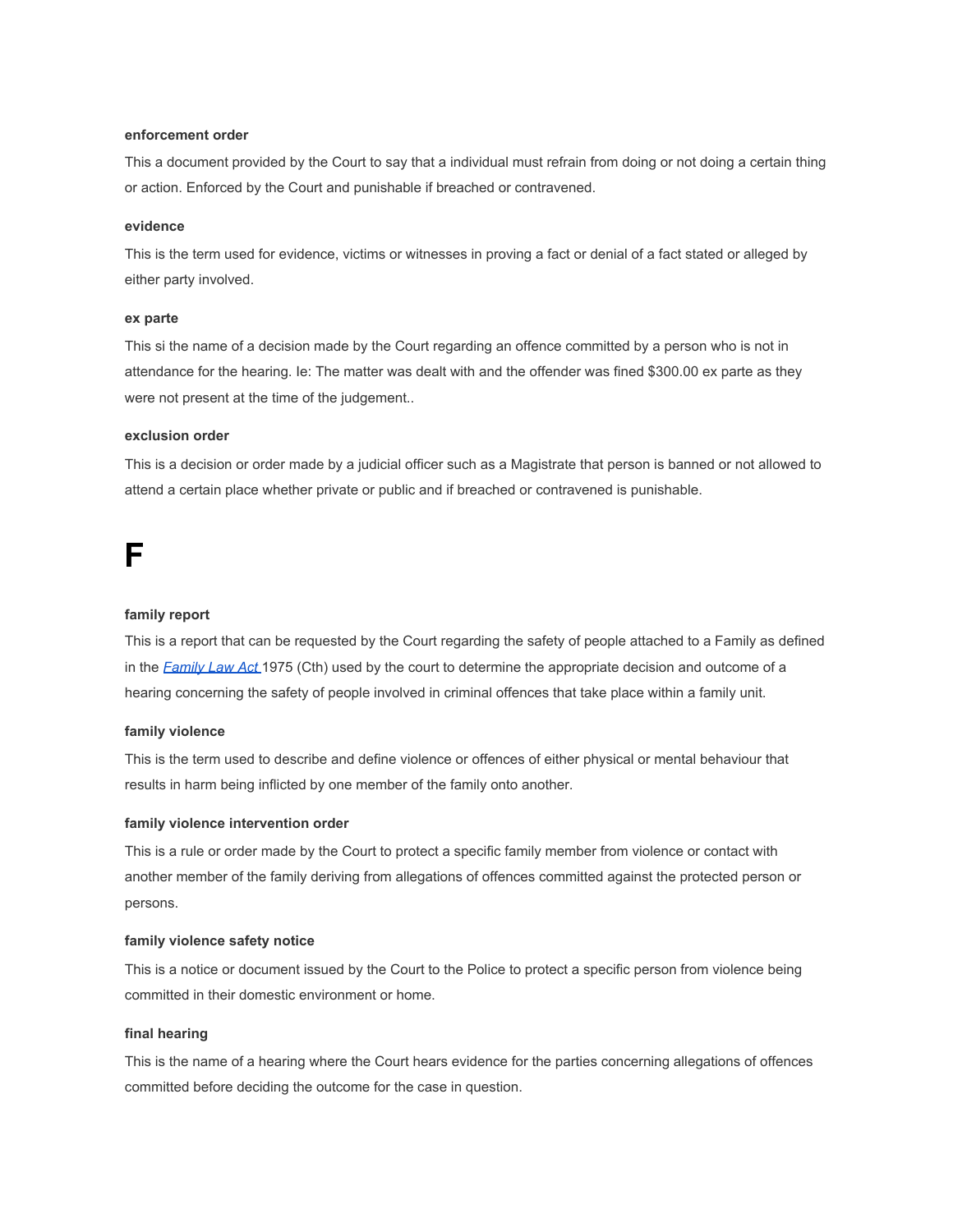**enforcement order**

This a document provided by the Court to say that a individual must refrain from doing or not doing a certain thing or action. Enforced by the Court and punishable if breached or contravened.

**evidence**

This is the term used for evidence, victims or witnesses in proving a fact or denial of a fact stated or alleged by either party involved.

**ex parte**

This si the name of a decision made by the Court regarding an offence committed by a person who is not in attendance for the hearing. Ie: The matter was dealt with and the offender was fined $300.00 ex parte as they were not present at the time of the judgement..

**exclusion order**

This is a decision or order made by a judicial officer such as a Magistrate that person is banned or not allowed to attend a certain place whether private or public and if breached or contravened is punishable.

# F

**family report**

This is a report that can be requested by the Court regarding the safety of people attached to a Family as defined in the *Family Law Act* 1975 (Cth) used by the court to determine the appropriate decision and outcome of a hearing concerning the safety of people involved in criminal offences that take place within a family unit.

**family violence**

This is the term used to describe and define violence or offences of either physical or mental behaviour that results in harm being inflicted by one member of the family onto another.

**family violence intervention order**

This is a rule or order made by the Court to protect a specific family member from violence or contact with another member of the family deriving from allegations of offences committed against the protected person or persons.

**family violence safety notice**

This is a notice or document issued by the Court to the Police to protect a specific person from violence being committed in their domestic environment or home.

**final hearing**

This is the name of a hearing where the Court hears evidence for the parties concerning allegations of offences committed before deciding the outcome for the case in question.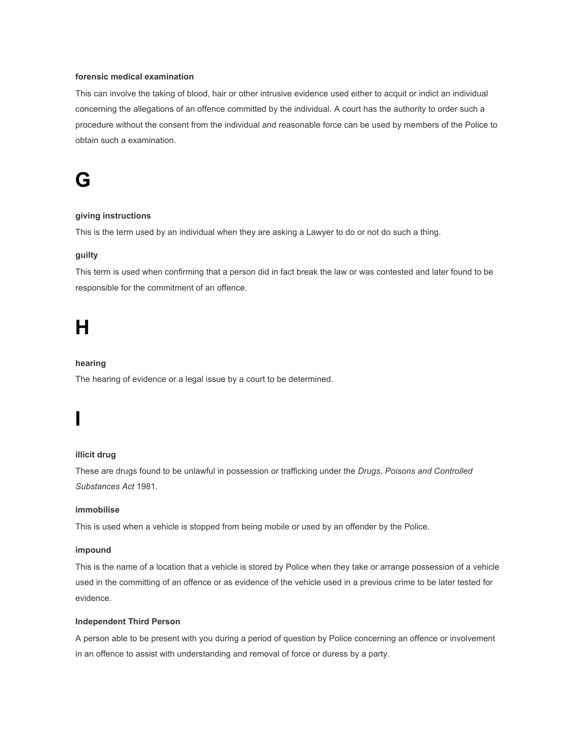**forensic medical examination**

This can involve the taking of blood, hair or other intrusive evidence used either to acquit or indict an individual concerning the allegations of an offence committed by the individual. A court has the authority to order such a procedure without the consent from the individual and reasonable force can be used by members of the Police to obtain such a examination.

# G

**giving instructions**

This is the term used by an individual when they are asking a Lawyer to do or not do such a thing.

**guilty**

This term is used when confirming that a person did in fact break the law or was contested and later found to be responsible for the commitment of an offence.

# H

**hearing**

The hearing of evidence or a legal issue by a court to be determined.

# I

**illicit drug**

These are drugs found to be unlawful in possession or trafficking under the *Drugs, Poisons and Controlled Substances Act* 1981.

**immobilise**

This is used when a vehicle is stopped from being mobile or used by an offender by the Police.

**impound**

This is the name of a location that a vehicle is stored by Police when they take or arrange possession of a vehicle used in the committing of an offence or as evidence of the vehicle used in a previous crime to be later tested for evidence.

**Independent Third Person**

A person able to be present with you during a period of question by Police concerning an offence or involvement in an offence to assist with understanding and removal of force or duress by a party.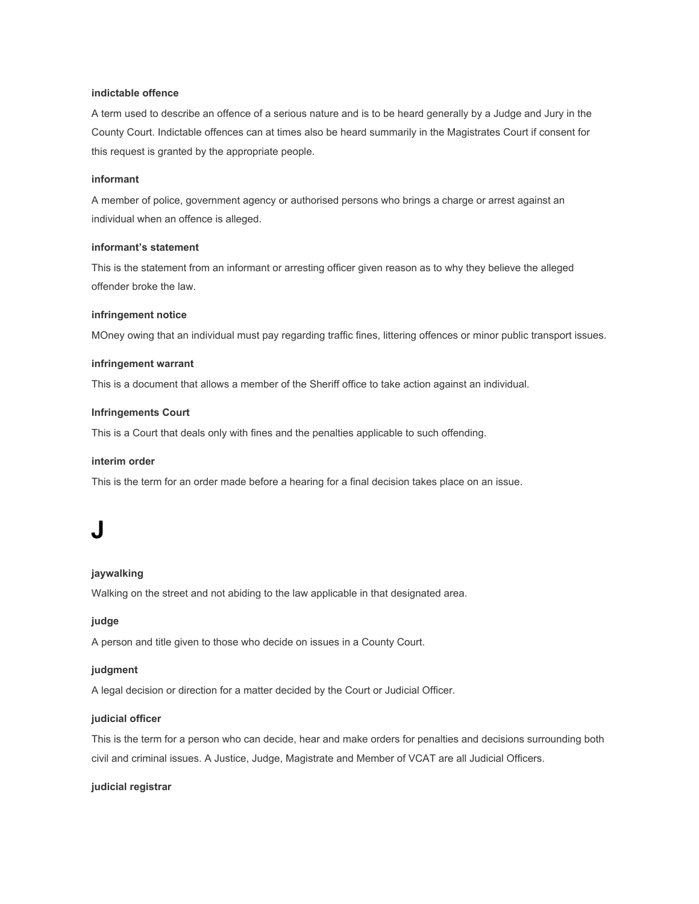**indictable offence**

A term used to describe an offence of a serious nature and is to be heard generally by a Judge and Jury in the County Court. Indictable offences can at times also be heard summarily in the Magistrates Court if consent for this request is granted by the appropriate people.

**informant**

A member of police, government agency or authorised persons who brings a charge or arrest against an individual when an offence is alleged.

**informant's statement**

This is the statement from an informant or arresting officer given reason as to why they believe the alleged offender broke the law.

**infringement notice**

MOney owing that an individual must pay regarding traffic fines, littering offences or minor public transport issues.

**infringement warrant**

This is a document that allows a member of the Sheriff office to take action against an individual.

**Infringements Court**

This is a Court that deals only with fines and the penalties applicable to such offending.

**interim order**

This is the term for an order made before a hearing for a final decision takes place on an issue.

# J

**jaywalking**

Walking on the street and not abiding to the law applicable in that designated area.

**judge**

A person and title given to those who decide on issues in a County Court.

**judgment**

A legal decision or direction for a matter decided by the Court or Judicial Officer.

**judicial officer**

This is the term for a person who can decide, hear and make orders for penalties and decisions surrounding both civil and criminal issues. A Justice, Judge, Magistrate and Member of VCAT are all Judicial Officers.

**judicial registrar**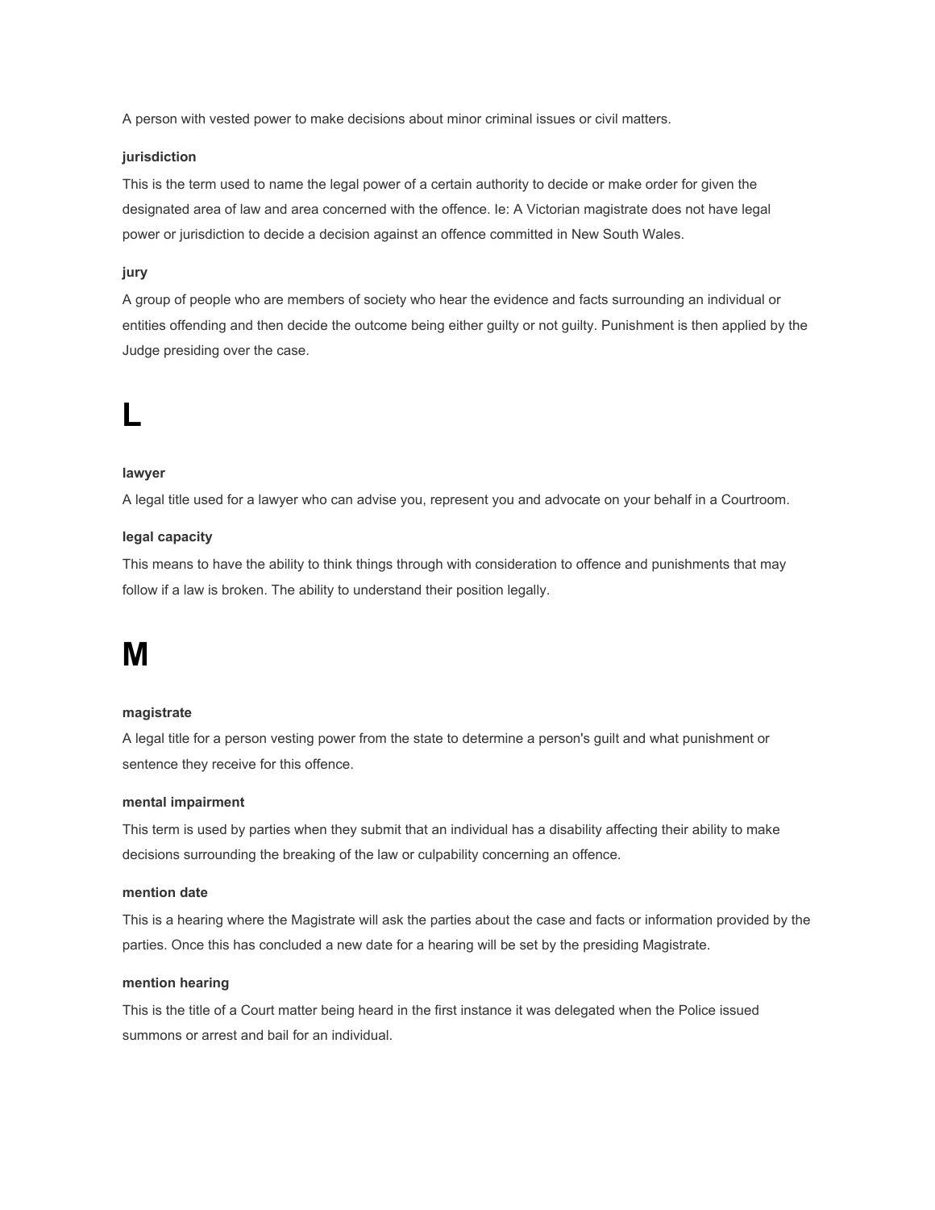A person with vested power to make decisions about minor criminal issues or civil matters.

#### jurisdiction

This is the term used to name the legal power of a certain authority to decide or make order for given the designated area of law and area concerned with the offence. Ie: A Victorian magistrate does not have legal power or jurisdiction to decide a decision against an offence committed in New South Wales.

#### jury

A group of people who are members of society who hear the evidence and facts surrounding an individual or entities offending and then decide the outcome being either guilty or not guilty. Punishment is then applied by the Judge presiding over the case.

# L

#### lawyer

A legal title used for a lawyer who can advise you, represent you and advocate on your behalf in a Courtroom.

#### legal capacity

This means to have the ability to think things through with consideration to offence and punishments that may follow if a law is broken. The ability to understand their position legally.

# M

#### magistrate

A legal title for a person vesting power from the state to determine a person's guilt and what punishment or sentence they receive for this offence.

#### mental impairment

This term is used by parties when they submit that an individual has a disability affecting their ability to make decisions surrounding the breaking of the law or culpability concerning an offence.

#### mention date

This is a hearing where the Magistrate will ask the parties about the case and facts or information provided by the parties. Once this has concluded a new date for a hearing will be set by the presiding Magistrate.

#### mention hearing

This is the title of a Court matter being heard in the first instance it was delegated when the Police issued summons or arrest and bail for an individual.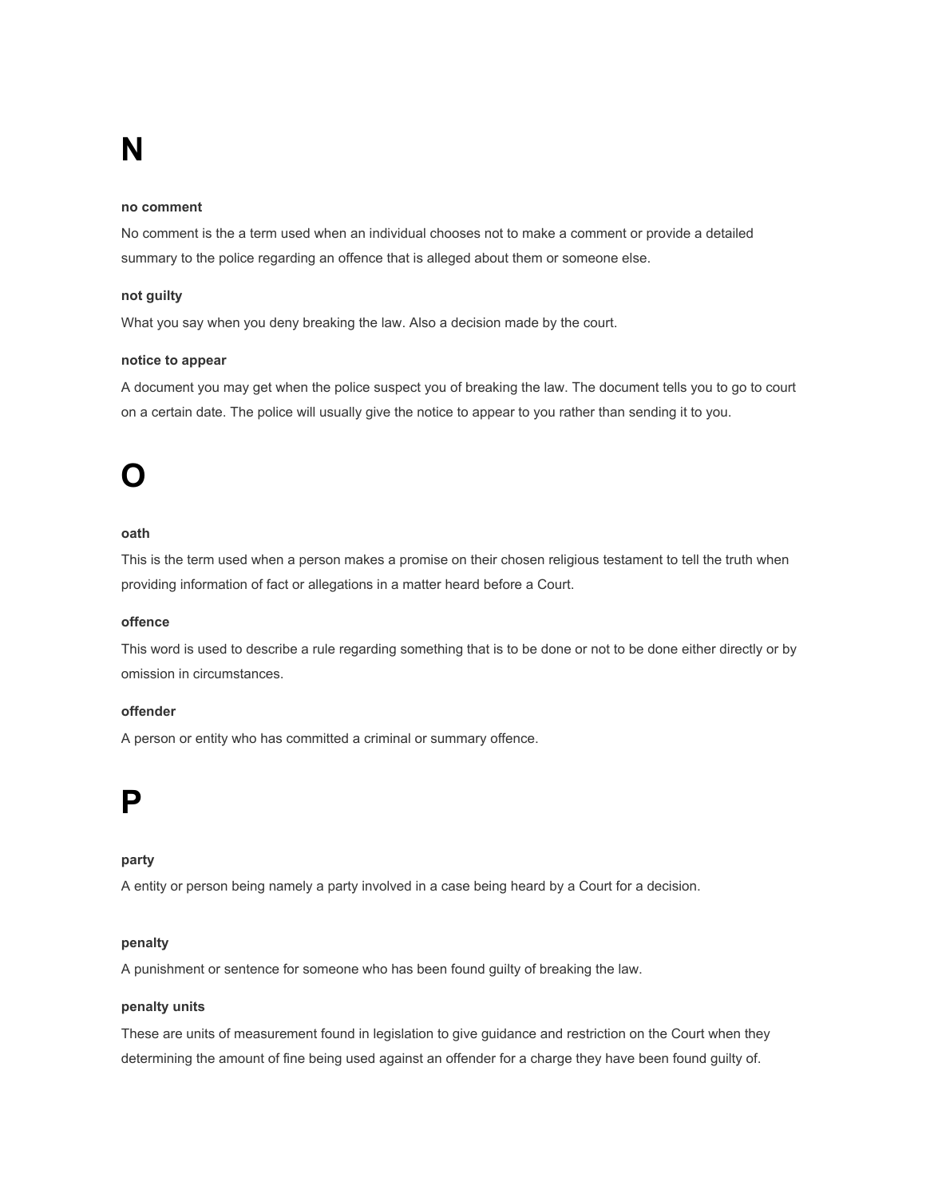# N

### no comment

No comment is the a term used when an individual chooses not to make a comment or provide a detailed summary to the police regarding an offence that is alleged about them or someone else.

### not guilty

What you say when you deny breaking the law. Also a decision made by the court.

### notice to appear

A document you may get when the police suspect you of breaking the law. The document tells you to go to court on a certain date. The police will usually give the notice to appear to you rather than sending it to you.

# O

### oath

This is the term used when a person makes a promise on their chosen religious testament to tell the truth when providing information of fact or allegations in a matter heard before a Court.

### offence

This word is used to describe a rule regarding something that is to be done or not to be done either directly or by omission in circumstances.

### offender

A person or entity who has committed a criminal or summary offence.

# P

### party

A entity or person being namely a party involved in a case being heard by a Court for a decision.

### penalty

A punishment or sentence for someone who has been found guilty of breaking the law.

### penalty units

These are units of measurement found in legislation to give guidance and restriction on the Court when they determining the amount of fine being used against an offender for a charge they have been found guilty of.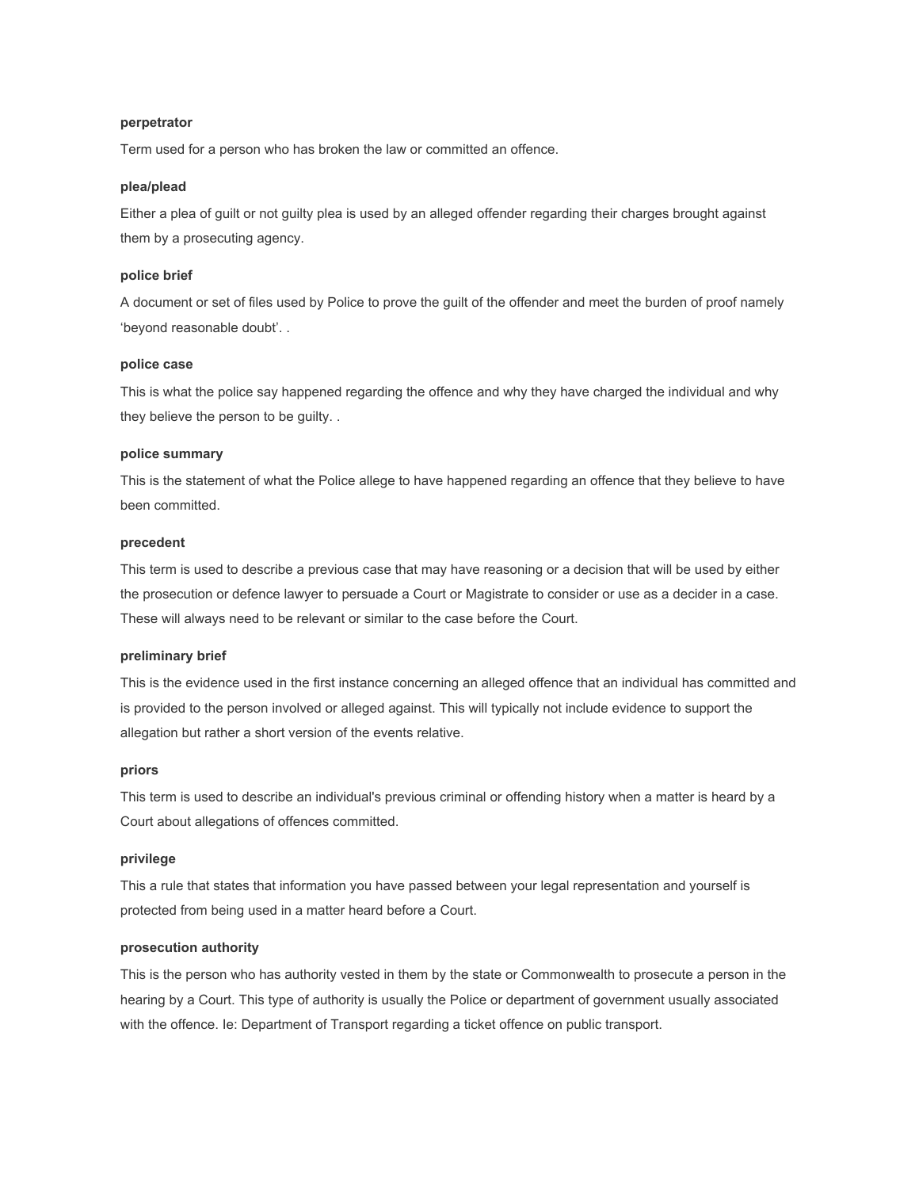**perpetrator**

Term used for a person who has broken the law or committed an offence.

**plea/plead**

Either a plea of guilt or not guilty plea is used by an alleged offender regarding their charges brought against them by a prosecuting agency.

**police brief**

A document or set of files used by Police to prove the guilt of the offender and meet the burden of proof namely 'beyond reasonable doubt'. .

**police case**

This is what the police say happened regarding the offence and why they have charged the individual and why they believe the person to be guilty. .

**police summary**

This is the statement of what the Police allege to have happened regarding an offence that they believe to have been committed.

**precedent**

This term is used to describe a previous case that may have reasoning or a decision that will be used by either the prosecution or defence lawyer to persuade a Court or Magistrate to consider or use as a decider in a case. These will always need to be relevant or similar to the case before the Court.

**preliminary brief**

This is the evidence used in the first instance concerning an alleged offence that an individual has committed and is provided to the person involved or alleged against. This will typically not include evidence to support the allegation but rather a short version of the events relative.

**priors**

This term is used to describe an individual's previous criminal or offending history when a matter is heard by a Court about allegations of offences committed.

**privilege**

This a rule that states that information you have passed between your legal representation and yourself is protected from being used in a matter heard before a Court.

**prosecution authority**

This is the person who has authority vested in them by the state or Commonwealth to prosecute a person in the hearing by a Court. This type of authority is usually the Police or department of government usually associated with the offence. Ie: Department of Transport regarding a ticket offence on public transport.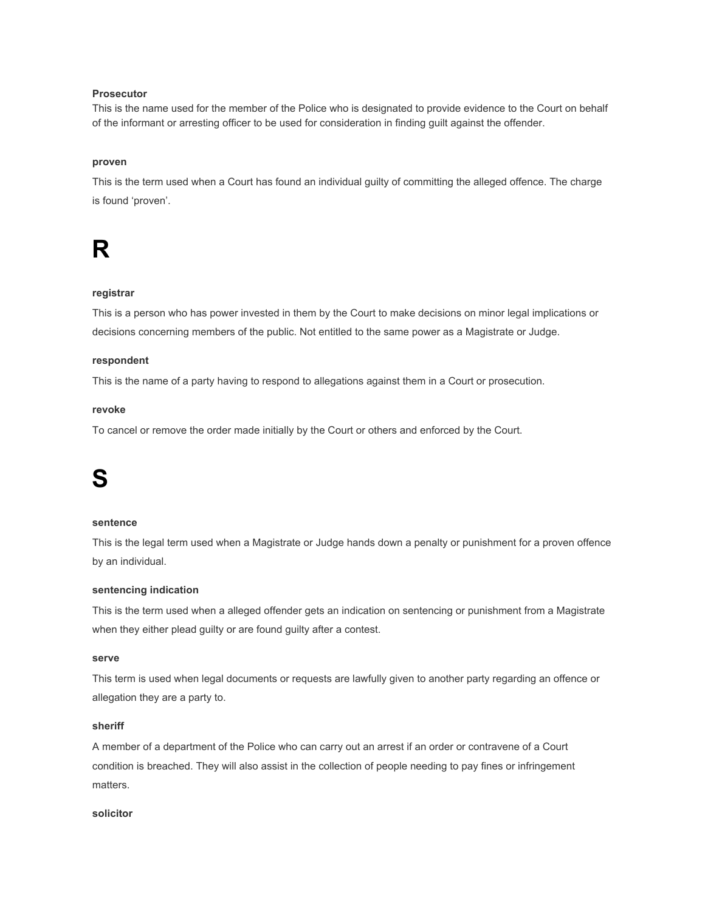**Prosecutor**

This is the name used for the member of the Police who is designated to provide evidence to the Court on behalf of the informant or arresting officer to be used for consideration in finding guilt against the offender.

**proven**

This is the term used when a Court has found an individual guilty of committing the alleged offence. The charge is found 'proven'.

# R

**registrar**

This is a person who has power invested in them by the Court to make decisions on minor legal implications or decisions concerning members of the public. Not entitled to the same power as a Magistrate or Judge.

**respondent**

This is the name of a party having to respond to allegations against them in a Court or prosecution.

**revoke**

To cancel or remove the order made initially by the Court or others and enforced by the Court.

# S

**sentence**

This is the legal term used when a Magistrate or Judge hands down a penalty or punishment for a proven offence by an individual.

**sentencing indication**

This is the term used when a alleged offender gets an indication on sentencing or punishment from a Magistrate when they either plead guilty or are found guilty after a contest.

**serve**

This term is used when legal documents or requests are lawfully given to another party regarding an offence or allegation they are a party to.

**sheriff**

A member of a department of the Police who can carry out an arrest if an order or contravene of a Court condition is breached. They will also assist in the collection of people needing to pay fines or infringement matters.

**solicitor**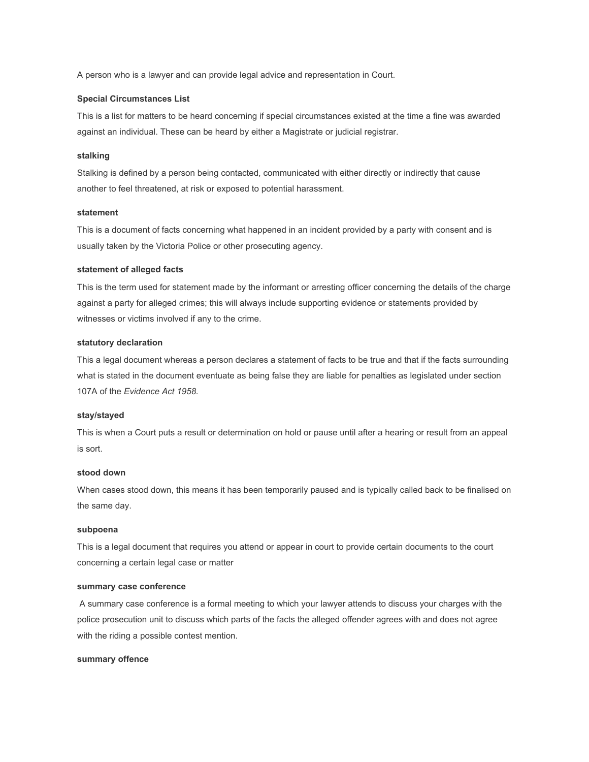A person who is a lawyer and can provide legal advice and representation in Court.

**Special Circumstances List**

This is a list for matters to be heard concerning if special circumstances existed at the time a fine was awarded against an individual. These can be heard by either a Magistrate or judicial registrar.

**stalking**

Stalking is defined by a person being contacted, communicated with either directly or indirectly that cause another to feel threatened, at risk or exposed to potential harassment.

**statement**

This is a document of facts concerning what happened in an incident provided by a party with consent and is usually taken by the Victoria Police or other prosecuting agency.

**statement of alleged facts**

This is the term used for statement made by the informant or arresting officer concerning the details of the charge against a party for alleged crimes; this will always include supporting evidence or statements provided by witnesses or victims involved if any to the crime.

**statutory declaration**

This a legal document whereas a person declares a statement of facts to be true and that if the facts surrounding what is stated in the document eventuate as being false they are liable for penalties as legislated under section 107A of the *Evidence Act 1958.*

**stay/stayed**

This is when a Court puts a result or determination on hold or pause until after a hearing or result from an appeal is sort.

**stood down**

When cases stood down, this means it has been temporarily paused and is typically called back to be finalised on the same day.

**subpoena**

This is a legal document that requires you attend or appear in court to provide certain documents to the court concerning a certain legal case or matter

**summary case conference**

A summary case conference is a formal meeting to which your lawyer attends to discuss your charges with the police prosecution unit to discuss which parts of the facts the alleged offender agrees with and does not agree with the riding a possible contest mention.

**summary offence**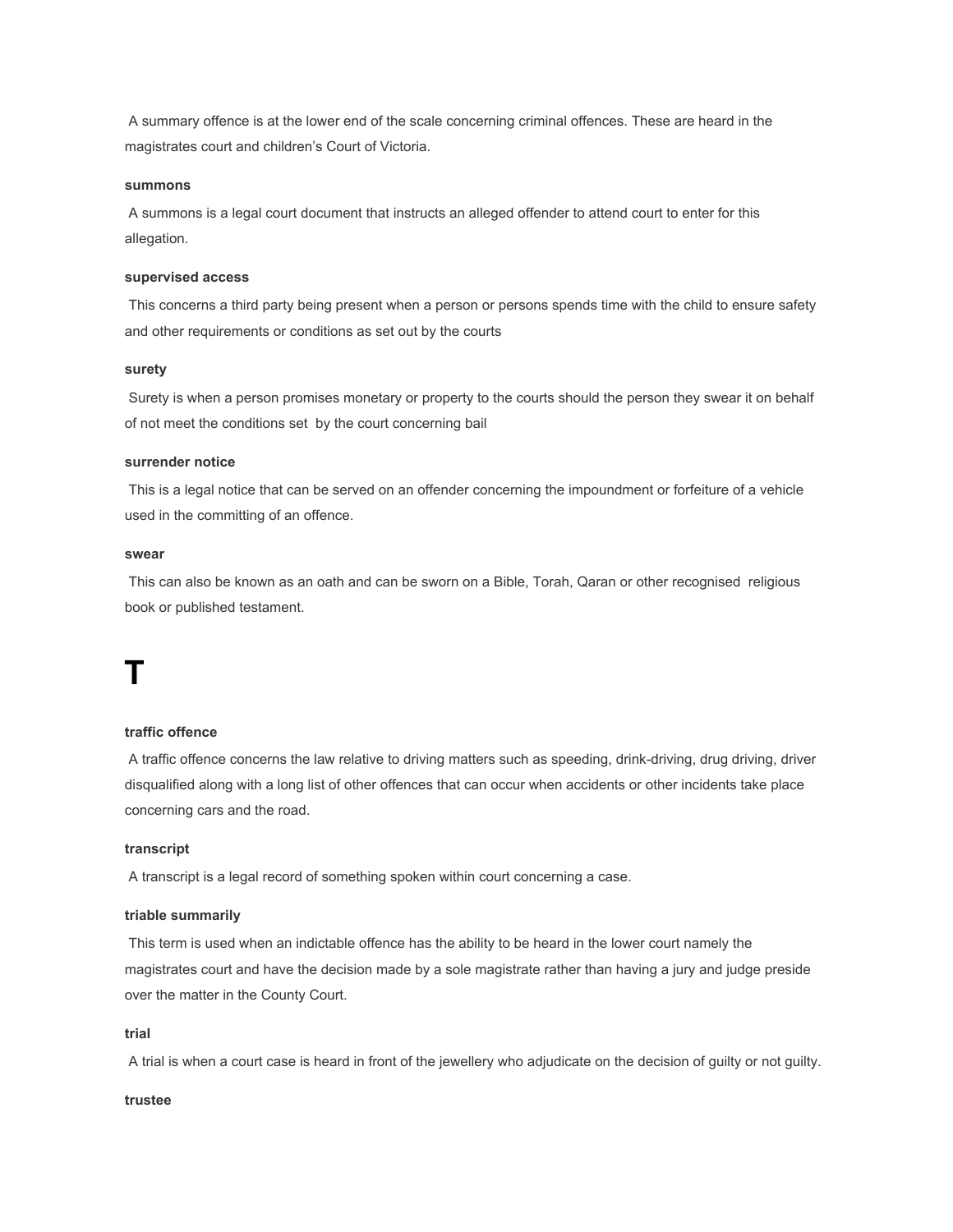A summary offence is at the lower end of the scale concerning criminal offences. These are heard in the magistrates court and children's Court of Victoria.

**summons**

A summons is a legal court document that instructs an alleged offender to attend court to enter for this allegation.

**supervised access**

This concerns a third party being present when a person or persons spends time with the child to ensure safety and other requirements or conditions as set out by the courts

**surety**

Surety is when a person promises monetary or property to the courts should the person they swear it on behalf of not meet the conditions set by the court concerning bail

**surrender notice**

This is a legal notice that can be served on an offender concerning the impoundment or forfeiture of a vehicle used in the committing of an offence.

**swear**

This can also be known as an oath and can be sworn on a Bible, Torah, Qaran or other recognised religious book or published testament.

# T

**traffic offence**

A traffic offence concerns the law relative to driving matters such as speeding, drink-driving, drug driving, driver disqualified along with a long list of other offences that can occur when accidents or other incidents take place concerning cars and the road.

**transcript**

A transcript is a legal record of something spoken within court concerning a case.

**triable summarily**

This term is used when an indictable offence has the ability to be heard in the lower court namely the magistrates court and have the decision made by a sole magistrate rather than having a jury and judge preside over the matter in the County Court.

**trial**

A trial is when a court case is heard in front of the jewellery who adjudicate on the decision of guilty or not guilty.

**trustee**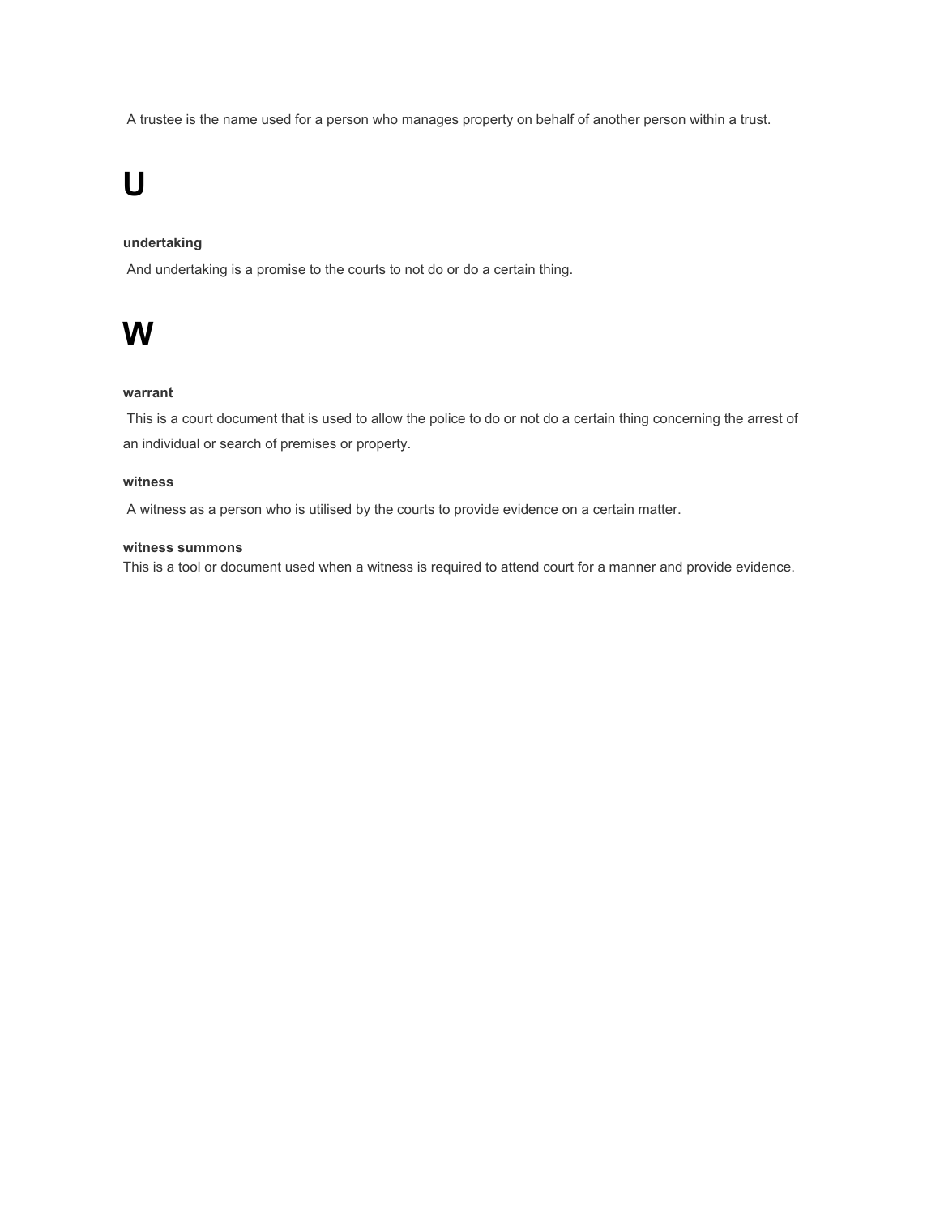A trustee is the name used for a person who manages property on behalf of another person within a trust.

# U

**undertaking**

And undertaking is a promise to the courts to not do or do a certain thing.

# W

**warrant**

This is a court document that is used to allow the police to do or not do a certain thing concerning the arrest of an individual or search of premises or property.

**witness**

A witness as a person who is utilised by the courts to provide evidence on a certain matter.

**witness summons**

This is a tool or document used when a witness is required to attend court for a manner and provide evidence.